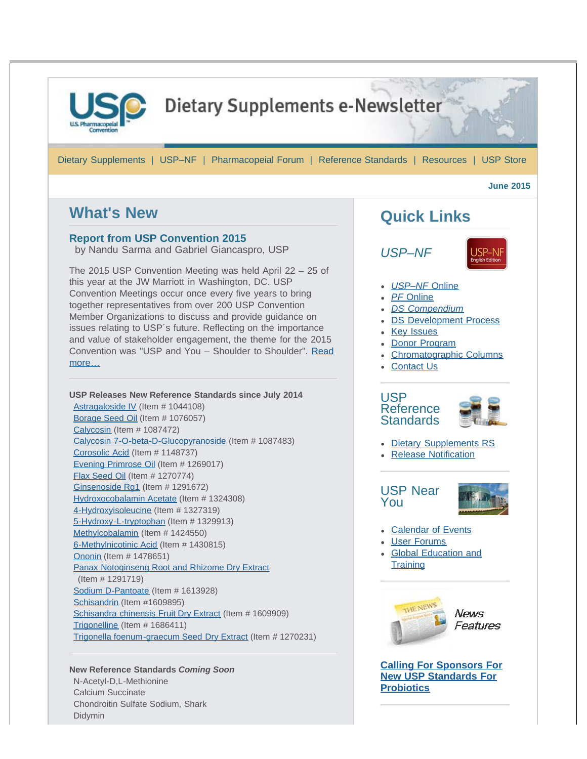# Dietary Supplements e-Newsletter

Dietary Supplements | USP–NF | Pharmacopeial Forum | Reference Standards | Resources | USP Store

**June 2015**

## What's New

### Report from USP Convention 2015

by Nandu Sarma and Gabriel Giancaspro, USP

The 2015 USP Convention Meeting was held April 22 – 25 of this year at the JW Marriott in Washington, DC. USP Convention Meetings occur once every five years to bring together representatives from over 200 USP Convention Member Organizations to discuss and provide guidance on issues relating to USP´s future. Reflecting on the importance and value of stakeholder engagement, the theme for the 2015 Convention was "USP and You – Shoulder to Shoulder". Read more…

**USP Releases New Reference Standards since July 2014**

- Astragaloside IV (Item # 1044108)
- Borage Seed Oil (Item # 1076057)
- Calycosin (Item # 1087472)
- Calycosin 7-O-beta-D-Glucopyranoside (Item # 1087483)
- Corosolic Acid (Item # 1148737)
- Evening Primrose Oil (Item # 1269017)
- Flax Seed Oil (Item # 1270774)
- Ginsenoside Rg1 (Item # 1291672)
- Hydroxocobalamin Acetate (Item # 1324308)
- 4-Hydroxyisoleucine (Item # 1327319)
- 5-Hydroxy-L-tryptophan (Item # 1329913)
- Methylcobalamin (Item # 1424550)
- 6-Methylnicotinic Acid (Item # 1430815)
- Ononin (Item # 1478651)
- Panax Notoginseng Root and Rhizome Dry Extract (Item # 1291719)
- Sodium D-Pantoate (Item # 1613928)
- Schisandrin (Item #1609895)
- Schisandra chinensis Fruit Dry Extract (Item # 1609909)
- Trigonelline (Item # 1686411)
- Trigonella foenum-graecum Seed Dry Extract (Item # 1270231)

**New Reference Standards *Coming Soon***

- N-Acetyl-D,L-Methionine
- Calcium Succinate
- Chondroitin Sulfate Sodium, Shark
- Didymin

## Quick Links

### *USP–NF*

- *USP–NF* Online
- *PF* Online
- *DS Compendium*
- DS Development Process
- Key Issues
- Donor Program
- Chromatographic Columns
- Contact Us

### USP Reference Standards

- Dietary Supplements RS
- Release Notification

### USP Near You

- Calendar of Events
- User Forums
- Global Education and Training

### *News Features*

**Calling For Sponsors For New USP Standards For Probiotics**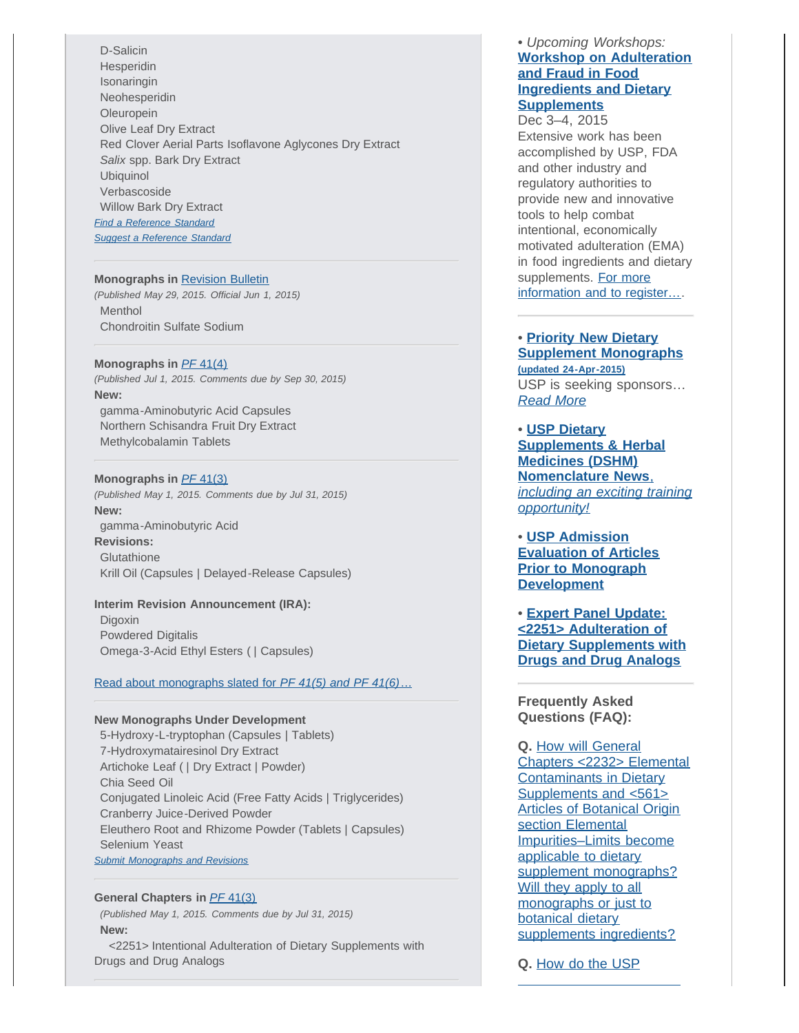D-Salicin
Hesperidin
Isonaringin
Neohesperidin
Oleuropein
Olive Leaf Dry Extract
Red Clover Aerial Parts Isoflavone Aglycones Dry Extract
*Salix* spp. Bark Dry Extract
Ubiquinol
Verbascoside
Willow Bark Dry Extract

*Find a Reference Standard*
*Suggest a Reference Standard*

---

**Monographs in** Revision Bulletin
*(Published May 29, 2015. Official Jun 1, 2015)*
Menthol
Chondroitin Sulfate Sodium

---

**Monographs in** *PF* 41(4)
*(Published Jul 1, 2015. Comments due by Sep 30, 2015)*
**New:**
gamma-Aminobutyric Acid Capsules
Northern Schisandra Fruit Dry Extract
Methylcobalamin Tablets

---

**Monographs in** *PF* 41(3)
*(Published May 1, 2015. Comments due by Jul 31, 2015)*
**New:**
gamma-Aminobutyric Acid
**Revisions:**
Glutathione
Krill Oil (Capsules | Delayed-Release Capsules)

**Interim Revision Announcement (IRA):**
Digoxin
Powdered Digitalis
Omega-3-Acid Ethyl Esters ( | Capsules)

Read about monographs slated for *PF 41(5) and PF 41(6)*…

---

**New Monographs Under Development**
5-Hydroxy-L-tryptophan (Capsules | Tablets)
7-Hydroxymatairesinol Dry Extract
Artichoke Leaf ( | Dry Extract | Powder)
Chia Seed Oil
Conjugated Linoleic Acid (Free Fatty Acids | Triglycerides)
Cranberry Juice-Derived Powder
Eleuthero Root and Rhizome Powder (Tablets | Capsules)
Selenium Yeast

*Submit Monographs and Revisions*

---

**General Chapters in** *PF* 41(3)
*(Published May 1, 2015. Comments due by Jul 31, 2015)*
**New:**
<2251> Intentional Adulteration of Dietary Supplements with Drugs and Drug Analogs

---

• *Upcoming Workshops:* **Workshop on Adulteration and Fraud in Food Ingredients and Dietary Supplements**
Dec 3–4, 2015
Extensive work has been accomplished by USP, FDA and other industry and regulatory authorities to provide new and innovative tools to help combat intentional, economically motivated adulteration (EMA) in food ingredients and dietary supplements. For more information and to register….

---

• **Priority New Dietary Supplement Monographs** **(updated 24-Apr-2015)**
USP is seeking sponsors… *Read More*

• **USP Dietary Supplements & Herbal Medicines (DSHM) Nomenclature News**, *including an exciting training opportunity!*

• **USP Admission Evaluation of Articles Prior to Monograph Development**

• **Expert Panel Update: <2251> Adulteration of Dietary Supplements with Drugs and Drug Analogs**

---

**Frequently Asked Questions (FAQ):**

**Q.** How will General Chapters <2232> Elemental Contaminants in Dietary Supplements and <561> Articles of Botanical Origin section Elemental Impurities–Limits become applicable to dietary supplement monographs? Will they apply to all monographs or just to botanical dietary supplements ingredients?

**Q.** How do the USP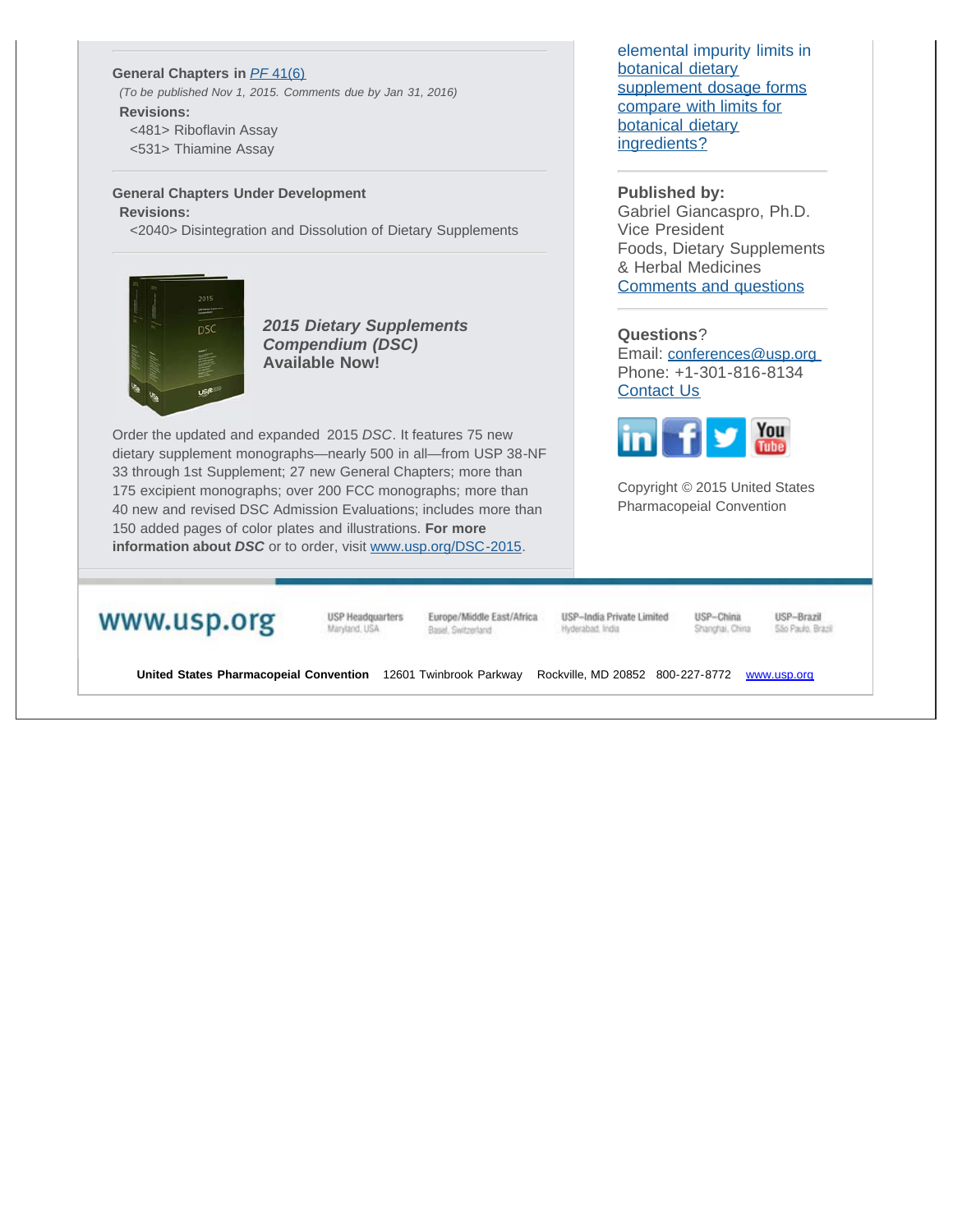**General Chapters in PF 41(6)**

*(To be published Nov 1, 2015. Comments due by Jan 31, 2016)*

**Revisions:**

<481> Riboflavin Assay
<531> Thiamine Assay

**General Chapters Under Development**

**Revisions:**

<2040> Disintegration and Dissolution of Dietary Supplements

***2015 Dietary Supplements Compendium (DSC)***
**Available Now!**

Order the updated and expanded 2015 *DSC*. It features 75 new dietary supplement monographs—nearly 500 in all—from USP 38-NF 33 through 1st Supplement; 27 new General Chapters; more than 175 excipient monographs; over 200 FCC monographs; more than 40 new and revised DSC Admission Evaluations; includes more than 150 added pages of color plates and illustrations. **For more information about *DSC*** or to order, visit www.usp.org/DSC-2015.

elemental impurity limits in botanical dietary supplement dosage forms compare with limits for botanical dietary ingredients?

**Published by:**
Gabriel Giancaspro, Ph.D.
Vice President
Foods, Dietary Supplements & Herbal Medicines
Comments and questions

**Questions**?
Email: conferences@usp.org
Phone: +1-301-816-8134
Contact Us

Copyright © 2015 United States Pharmacopeial Convention

www.usp.org

USP Headquarters
Maryland, USA

Europe/Middle East/Africa
Basel, Switzerland

USP–India Private Limited
Hyderabad, India

USP–China
Shanghai, China

USP–Brazil
São Paulo, Brazil

**United States Pharmacopeial Convention** 12601 Twinbrook Parkway Rockville, MD 20852 800-227-8772 www.usp.org